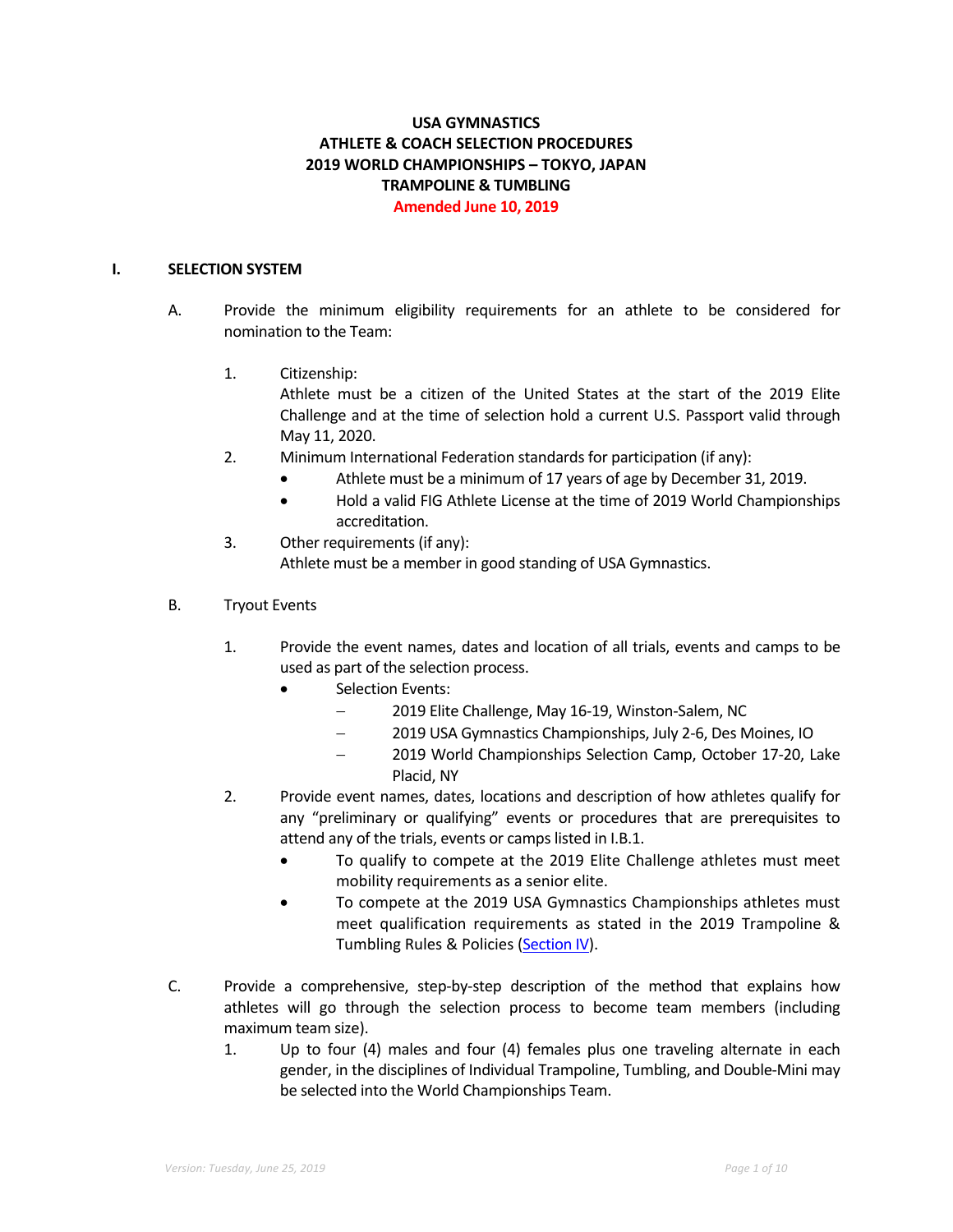**USA GYMNASTICS**
**ATHLETE & COACH SELECTION PROCEDURES**
**2019 WORLD CHAMPIONSHIPS – TOKYO, JAPAN**
**TRAMPOLINE & TUMBLING**
**Amended June 10, 2019**

## I. SELECTION SYSTEM

A. Provide the minimum eligibility requirements for an athlete to be considered for nomination to the Team:

1. Citizenship:
   Athlete must be a citizen of the United States at the start of the 2019 Elite Challenge and at the time of selection hold a current U.S. Passport valid through May 11, 2020.
2. Minimum International Federation standards for participation (if any):
   - Athlete must be a minimum of 17 years of age by December 31, 2019.
   - Hold a valid FIG Athlete License at the time of 2019 World Championships accreditation.
3. Other requirements (if any):
   Athlete must be a member in good standing of USA Gymnastics.

B. Tryout Events

1. Provide the event names, dates and location of all trials, events and camps to be used as part of the selection process.
   - Selection Events:
     - 2019 Elite Challenge, May 16-19, Winston-Salem, NC
     - 2019 USA Gymnastics Championships, July 2-6, Des Moines, IO
     - 2019 World Championships Selection Camp, October 17-20, Lake Placid, NY
2. Provide event names, dates, locations and description of how athletes qualify for any "preliminary or qualifying" events or procedures that are prerequisites to attend any of the trials, events or camps listed in I.B.1.
   - To qualify to compete at the 2019 Elite Challenge athletes must meet mobility requirements as a senior elite.
   - To compete at the 2019 USA Gymnastics Championships athletes must meet qualification requirements as stated in the 2019 Trampoline & Tumbling Rules & Policies (Section IV).

C. Provide a comprehensive, step-by-step description of the method that explains how athletes will go through the selection process to become team members (including maximum team size).

1. Up to four (4) males and four (4) females plus one traveling alternate in each gender, in the disciplines of Individual Trampoline, Tumbling, and Double-Mini may be selected into the World Championships Team.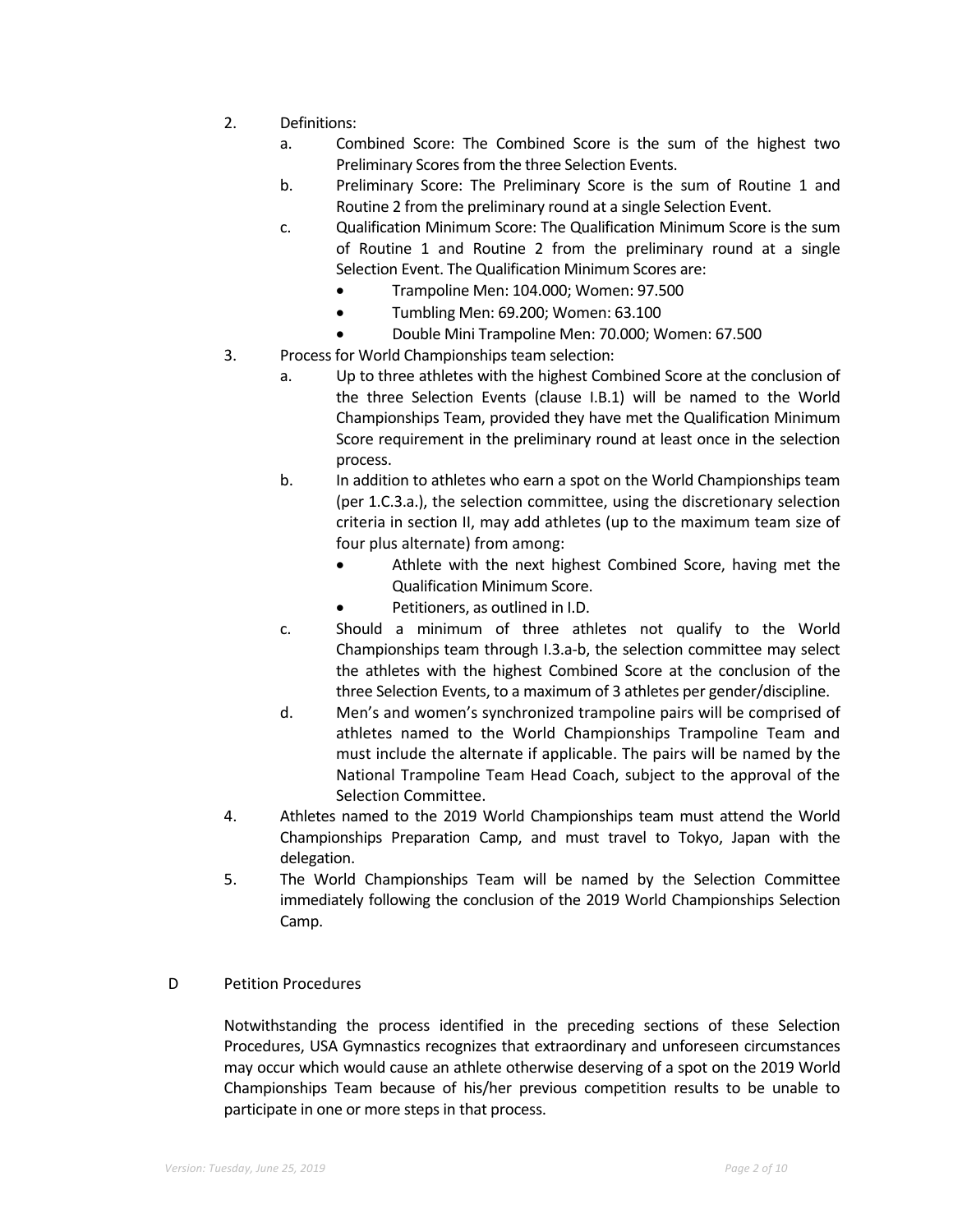2. Definitions:
   a. Combined Score: The Combined Score is the sum of the highest two Preliminary Scores from the three Selection Events.
   b. Preliminary Score: The Preliminary Score is the sum of Routine 1 and Routine 2 from the preliminary round at a single Selection Event.
   c. Qualification Minimum Score: The Qualification Minimum Score is the sum of Routine 1 and Routine 2 from the preliminary round at a single Selection Event. The Qualification Minimum Scores are:
      - Trampoline Men: 104.000; Women: 97.500
      - Tumbling Men: 69.200; Women: 63.100
      - Double Mini Trampoline Men: 70.000; Women: 67.500
3. Process for World Championships team selection:
   a. Up to three athletes with the highest Combined Score at the conclusion of the three Selection Events (clause I.B.1) will be named to the World Championships Team, provided they have met the Qualification Minimum Score requirement in the preliminary round at least once in the selection process.
   b. In addition to athletes who earn a spot on the World Championships team (per 1.C.3.a.), the selection committee, using the discretionary selection criteria in section II, may add athletes (up to the maximum team size of four plus alternate) from among:
      - Athlete with the next highest Combined Score, having met the Qualification Minimum Score.
      - Petitioners, as outlined in I.D.
   c. Should a minimum of three athletes not qualify to the World Championships team through I.3.a-b, the selection committee may select the athletes with the highest Combined Score at the conclusion of the three Selection Events, to a maximum of 3 athletes per gender/discipline.
   d. Men's and women's synchronized trampoline pairs will be comprised of athletes named to the World Championships Trampoline Team and must include the alternate if applicable. The pairs will be named by the National Trampoline Team Head Coach, subject to the approval of the Selection Committee.
4. Athletes named to the 2019 World Championships team must attend the World Championships Preparation Camp, and must travel to Tokyo, Japan with the delegation.
5. The World Championships Team will be named by the Selection Committee immediately following the conclusion of the 2019 World Championships Selection Camp.

## D Petition Procedures

Notwithstanding the process identified in the preceding sections of these Selection Procedures, USA Gymnastics recognizes that extraordinary and unforeseen circumstances may occur which would cause an athlete otherwise deserving of a spot on the 2019 World Championships Team because of his/her previous competition results to be unable to participate in one or more steps in that process.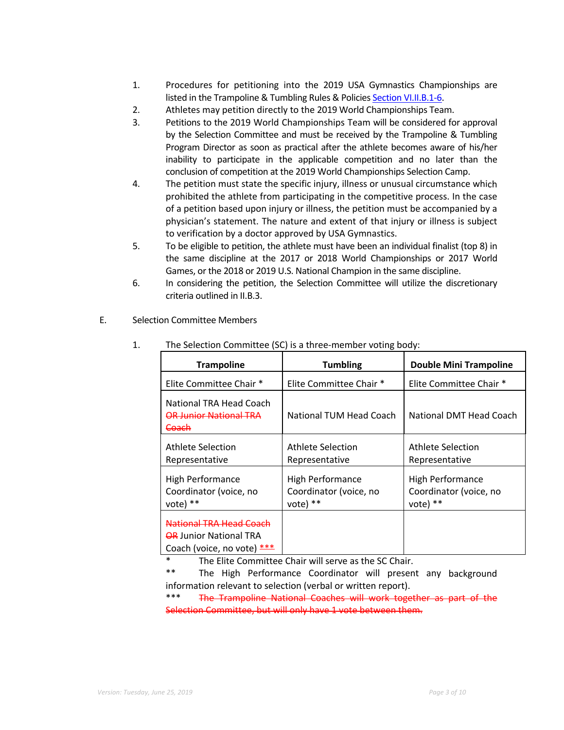1. Procedures for petitioning into the 2019 USA Gymnastics Championships are listed in the Trampoline & Tumbling Rules & Policies [Section VI.II.B.1-6](#).
2. Athletes may petition directly to the 2019 World Championships Team.
3. Petitions to the 2019 World Championships Team will be considered for approval by the Selection Committee and must be received by the Trampoline & Tumbling Program Director as soon as practical after the athlete becomes aware of his/her inability to participate in the applicable competition and no later than the conclusion of competition at the 2019 World Championships Selection Camp.
4. The petition must state the specific injury, illness or unusual circumstance which prohibited the athlete from participating in the competitive process. In the case of a petition based upon injury or illness, the petition must be accompanied by a physician's statement. The nature and extent of that injury or illness is subject to verification by a doctor approved by USA Gymnastics.
5. To be eligible to petition, the athlete must have been an individual finalist (top 8) in the same discipline at the 2017 or 2018 World Championships or 2017 World Games, or the 2018 or 2019 U.S. National Champion in the same discipline.
6. In considering the petition, the Selection Committee will utilize the discretionary criteria outlined in II.B.3.

E. Selection Committee Members

1. The Selection Committee (SC) is a three-member voting body:

| Trampoline | Tumbling | Double Mini Trampoline |
|---|---|---|
| Elite Committee Chair * | Elite Committee Chair * | Elite Committee Chair * |
| National TRA Head Coach ~~OR Junior National TRA Coach~~ | National TUM Head Coach | National DMT Head Coach |
| Athlete Selection Representative | Athlete Selection Representative | Athlete Selection Representative |
| High Performance Coordinator (voice, no vote) ** | High Performance Coordinator (voice, no vote) ** | High Performance Coordinator (voice, no vote) ** |
| ~~National TRA Head Coach OR~~ Junior National TRA Coach (voice, no vote) ~~***~~ | | |

\* The Elite Committee Chair will serve as the SC Chair.

\** The High Performance Coordinator will present any background information relevant to selection (verbal or written report).

~~\*** The Trampoline National Coaches will work together as part of the Selection Committee, but will only have 1 vote between them.~~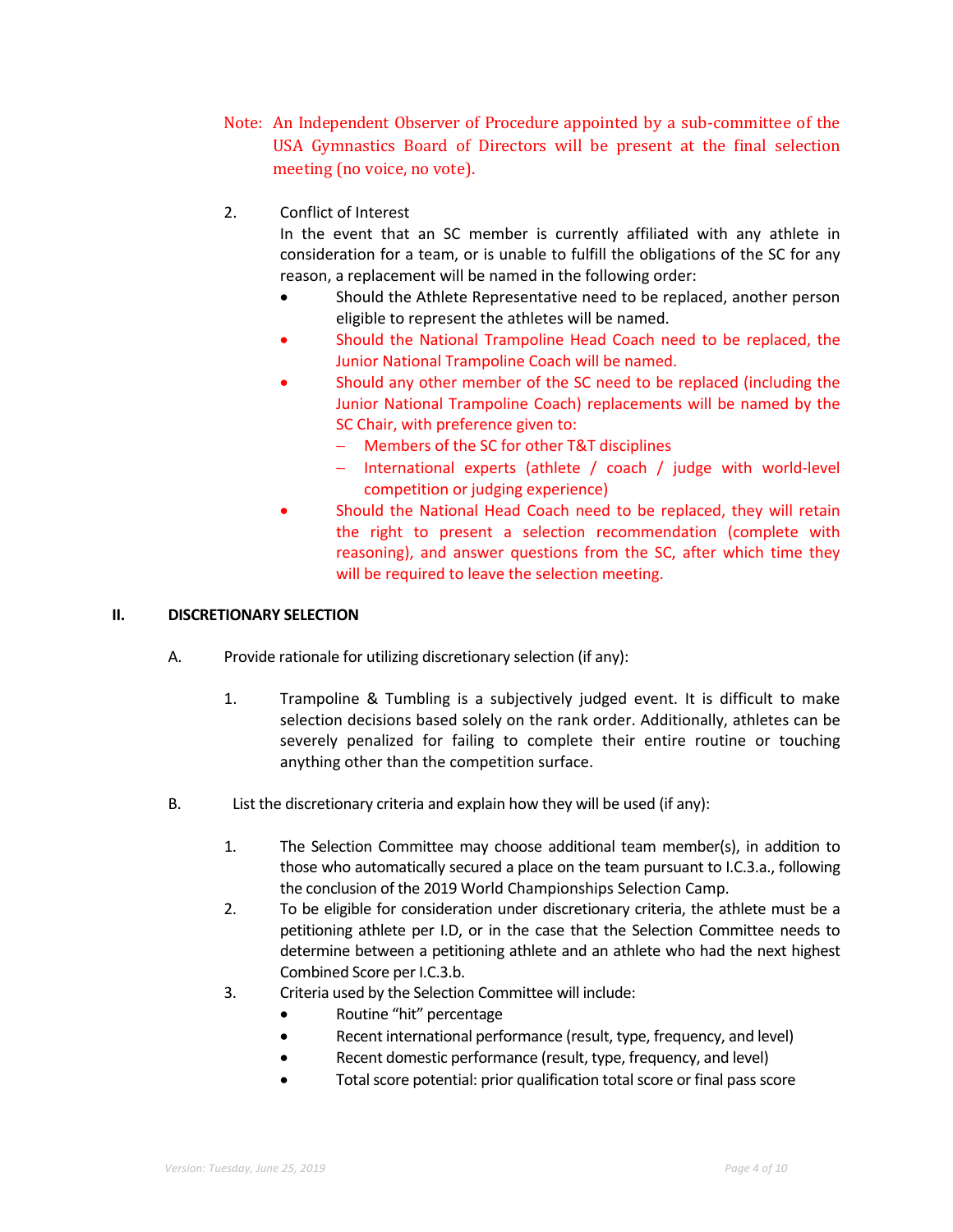Note: An Independent Observer of Procedure appointed by a sub-committee of the USA Gymnastics Board of Directors will be present at the final selection meeting (no voice, no vote).

2. Conflict of Interest
   In the event that an SC member is currently affiliated with any athlete in consideration for a team, or is unable to fulfill the obligations of the SC for any reason, a replacement will be named in the following order:
   - Should the Athlete Representative need to be replaced, another person eligible to represent the athletes will be named.
   - Should the National Trampoline Head Coach need to be replaced, the Junior National Trampoline Coach will be named.
   - Should any other member of the SC need to be replaced (including the Junior National Trampoline Coach) replacements will be named by the SC Chair, with preference given to:
     - Members of the SC for other T&T disciplines
     - International experts (athlete / coach / judge with world-level competition or judging experience)
   - Should the National Head Coach need to be replaced, they will retain the right to present a selection recommendation (complete with reasoning), and answer questions from the SC, after which time they will be required to leave the selection meeting.

## II. DISCRETIONARY SELECTION

A. Provide rationale for utilizing discretionary selection (if any):

1. Trampoline & Tumbling is a subjectively judged event. It is difficult to make selection decisions based solely on the rank order. Additionally, athletes can be severely penalized for failing to complete their entire routine or touching anything other than the competition surface.

B. List the discretionary criteria and explain how they will be used (if any):

1. The Selection Committee may choose additional team member(s), in addition to those who automatically secured a place on the team pursuant to I.C.3.a., following the conclusion of the 2019 World Championships Selection Camp.
2. To be eligible for consideration under discretionary criteria, the athlete must be a petitioning athlete per I.D, or in the case that the Selection Committee needs to determine between a petitioning athlete and an athlete who had the next highest Combined Score per I.C.3.b.
3. Criteria used by the Selection Committee will include:
   - Routine "hit" percentage
   - Recent international performance (result, type, frequency, and level)
   - Recent domestic performance (result, type, frequency, and level)
   - Total score potential: prior qualification total score or final pass score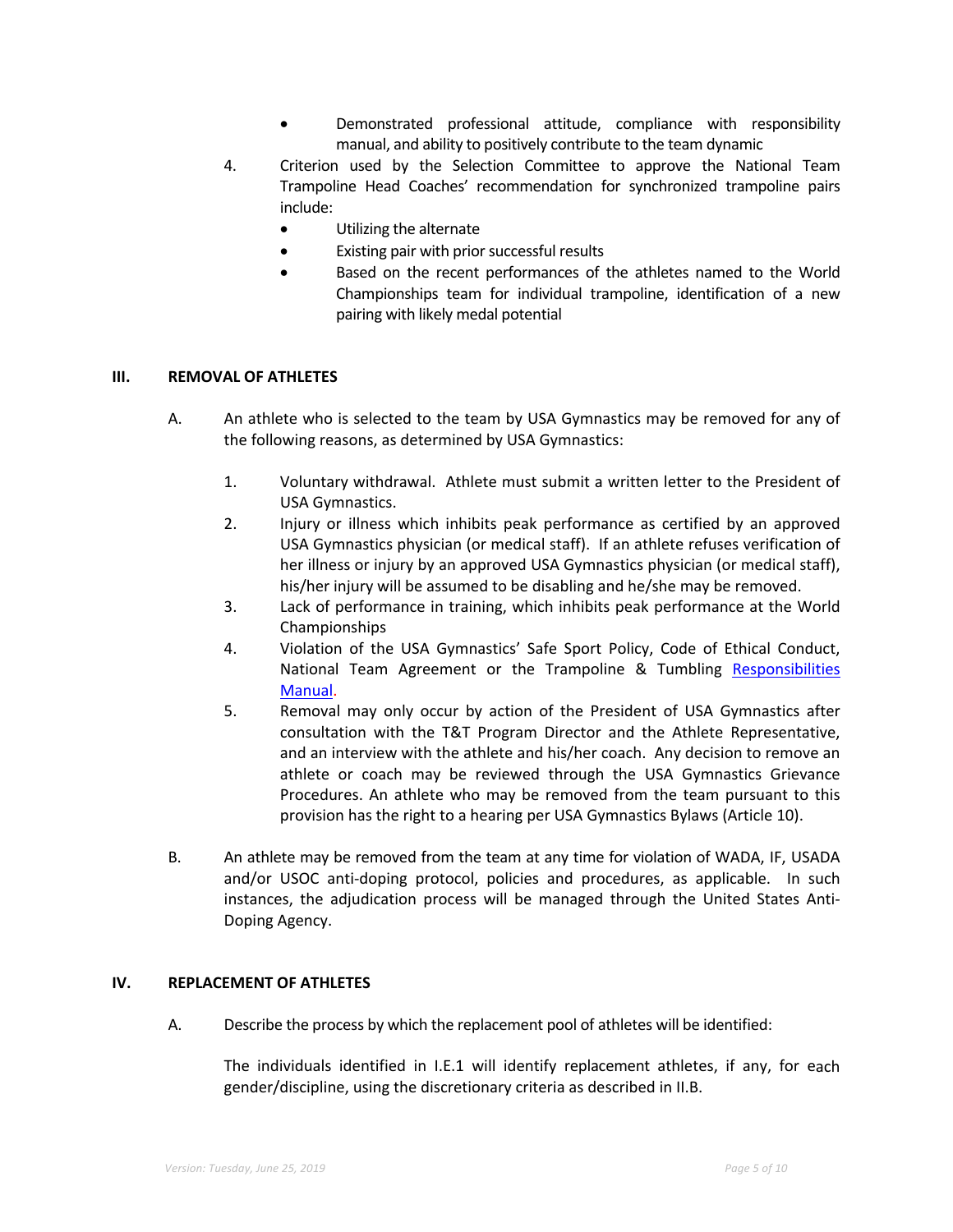- Demonstrated professional attitude, compliance with responsibility manual, and ability to positively contribute to the team dynamic

4. Criterion used by the Selection Committee to approve the National Team Trampoline Head Coaches' recommendation for synchronized trampoline pairs include:
   - Utilizing the alternate
   - Existing pair with prior successful results
   - Based on the recent performances of the athletes named to the World Championships team for individual trampoline, identification of a new pairing with likely medal potential

## III. REMOVAL OF ATHLETES

A. An athlete who is selected to the team by USA Gymnastics may be removed for any of the following reasons, as determined by USA Gymnastics:

1. Voluntary withdrawal. Athlete must submit a written letter to the President of USA Gymnastics.
2. Injury or illness which inhibits peak performance as certified by an approved USA Gymnastics physician (or medical staff). If an athlete refuses verification of her illness or injury by an approved USA Gymnastics physician (or medical staff), his/her injury will be assumed to be disabling and he/she may be removed.
3. Lack of performance in training, which inhibits peak performance at the World Championships
4. Violation of the USA Gymnastics' Safe Sport Policy, Code of Ethical Conduct, National Team Agreement or the Trampoline & Tumbling Responsibilities Manual.
5. Removal may only occur by action of the President of USA Gymnastics after consultation with the T&T Program Director and the Athlete Representative, and an interview with the athlete and his/her coach. Any decision to remove an athlete or coach may be reviewed through the USA Gymnastics Grievance Procedures. An athlete who may be removed from the team pursuant to this provision has the right to a hearing per USA Gymnastics Bylaws (Article 10).

B. An athlete may be removed from the team at any time for violation of WADA, IF, USADA and/or USOC anti-doping protocol, policies and procedures, as applicable. In such instances, the adjudication process will be managed through the United States Anti-Doping Agency.

## IV. REPLACEMENT OF ATHLETES

A. Describe the process by which the replacement pool of athletes will be identified:

The individuals identified in I.E.1 will identify replacement athletes, if any, for each gender/discipline, using the discretionary criteria as described in II.B.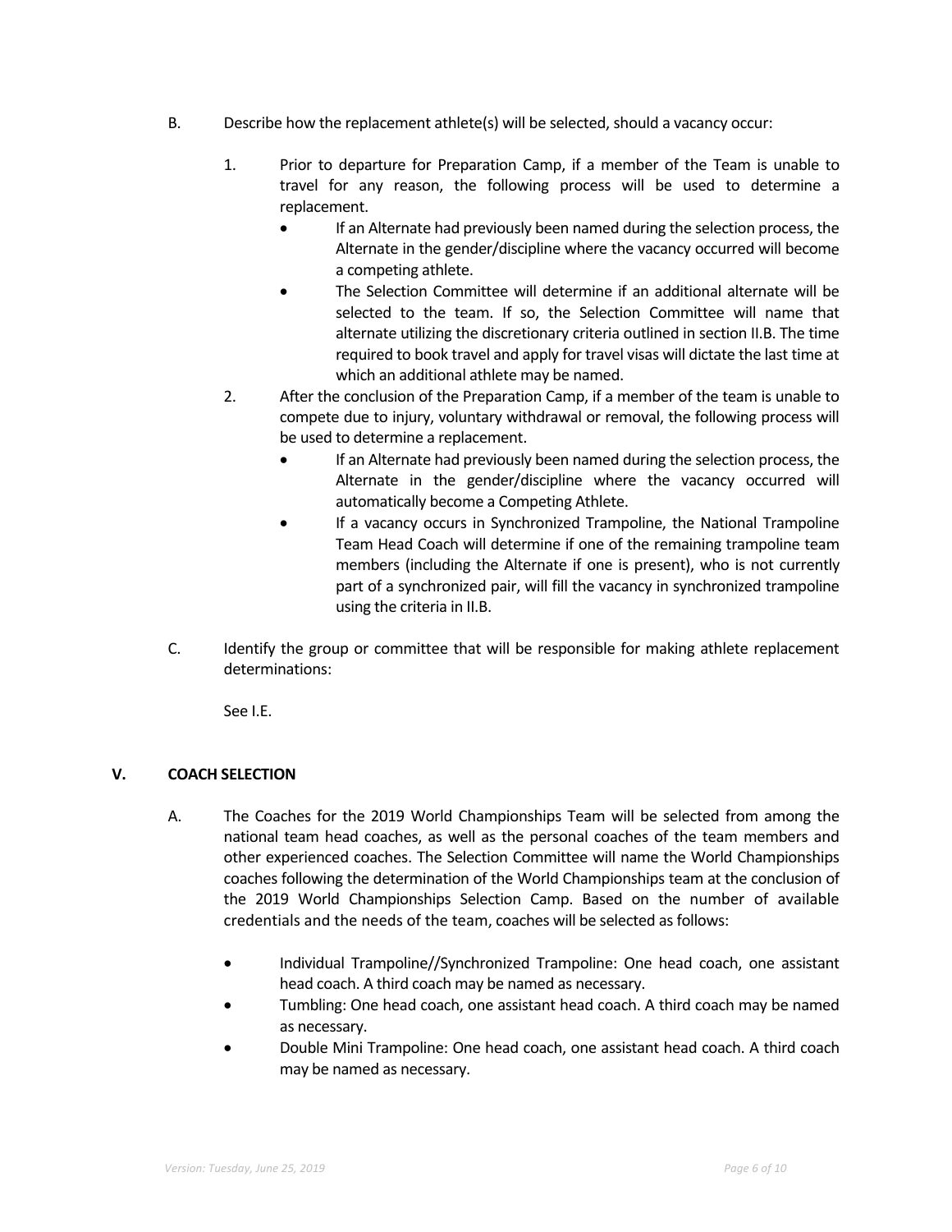B. Describe how the replacement athlete(s) will be selected, should a vacancy occur:

1. Prior to departure for Preparation Camp, if a member of the Team is unable to travel for any reason, the following process will be used to determine a replacement.
    - If an Alternate had previously been named during the selection process, the Alternate in the gender/discipline where the vacancy occurred will become a competing athlete.
    - The Selection Committee will determine if an additional alternate will be selected to the team. If so, the Selection Committee will name that alternate utilizing the discretionary criteria outlined in section II.B. The time required to book travel and apply for travel visas will dictate the last time at which an additional athlete may be named.
2. After the conclusion of the Preparation Camp, if a member of the team is unable to compete due to injury, voluntary withdrawal or removal, the following process will be used to determine a replacement.
    - If an Alternate had previously been named during the selection process, the Alternate in the gender/discipline where the vacancy occurred will automatically become a Competing Athlete.
    - If a vacancy occurs in Synchronized Trampoline, the National Trampoline Team Head Coach will determine if one of the remaining trampoline team members (including the Alternate if one is present), who is not currently part of a synchronized pair, will fill the vacancy in synchronized trampoline using the criteria in II.B.

C. Identify the group or committee that will be responsible for making athlete replacement determinations:

See I.E.

## V. COACH SELECTION

A. The Coaches for the 2019 World Championships Team will be selected from among the national team head coaches, as well as the personal coaches of the team members and other experienced coaches. The Selection Committee will name the World Championships coaches following the determination of the World Championships team at the conclusion of the 2019 World Championships Selection Camp. Based on the number of available credentials and the needs of the team, coaches will be selected as follows:

- Individual Trampoline//Synchronized Trampoline: One head coach, one assistant head coach. A third coach may be named as necessary.
- Tumbling: One head coach, one assistant head coach. A third coach may be named as necessary.
- Double Mini Trampoline: One head coach, one assistant head coach. A third coach may be named as necessary.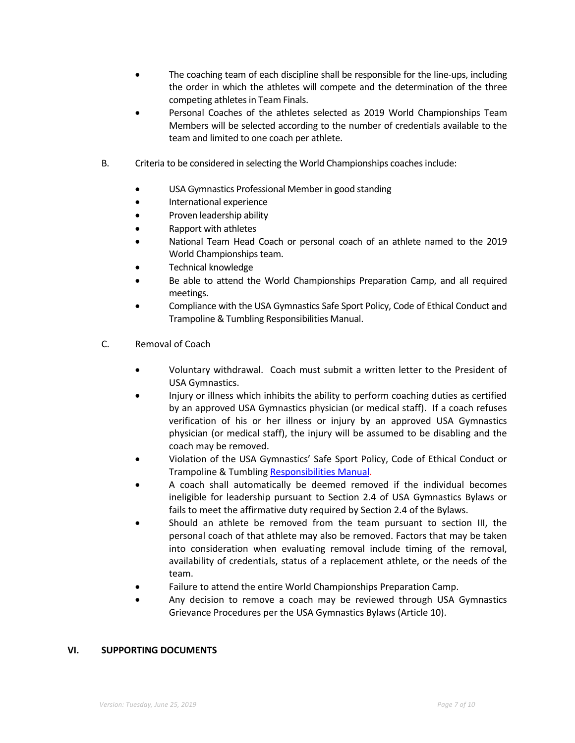- The coaching team of each discipline shall be responsible for the line-ups, including the order in which the athletes will compete and the determination of the three competing athletes in Team Finals.
- Personal Coaches of the athletes selected as 2019 World Championships Team Members will be selected according to the number of credentials available to the team and limited to one coach per athlete.

B. Criteria to be considered in selecting the World Championships coaches include:

- USA Gymnastics Professional Member in good standing
- International experience
- Proven leadership ability
- Rapport with athletes
- National Team Head Coach or personal coach of an athlete named to the 2019 World Championships team.
- Technical knowledge
- Be able to attend the World Championships Preparation Camp, and all required meetings.
- Compliance with the USA Gymnastics Safe Sport Policy, Code of Ethical Conduct and Trampoline & Tumbling Responsibilities Manual.

C. Removal of Coach

- Voluntary withdrawal. Coach must submit a written letter to the President of USA Gymnastics.
- Injury or illness which inhibits the ability to perform coaching duties as certified by an approved USA Gymnastics physician (or medical staff). If a coach refuses verification of his or her illness or injury by an approved USA Gymnastics physician (or medical staff), the injury will be assumed to be disabling and the coach may be removed.
- Violation of the USA Gymnastics' Safe Sport Policy, Code of Ethical Conduct or Trampoline & Tumbling Responsibilities Manual.
- A coach shall automatically be deemed removed if the individual becomes ineligible for leadership pursuant to Section 2.4 of USA Gymnastics Bylaws or fails to meet the affirmative duty required by Section 2.4 of the Bylaws.
- Should an athlete be removed from the team pursuant to section III, the personal coach of that athlete may also be removed. Factors that may be taken into consideration when evaluating removal include timing of the removal, availability of credentials, status of a replacement athlete, or the needs of the team.
- Failure to attend the entire World Championships Preparation Camp.
- Any decision to remove a coach may be reviewed through USA Gymnastics Grievance Procedures per the USA Gymnastics Bylaws (Article 10).

## VI. SUPPORTING DOCUMENTS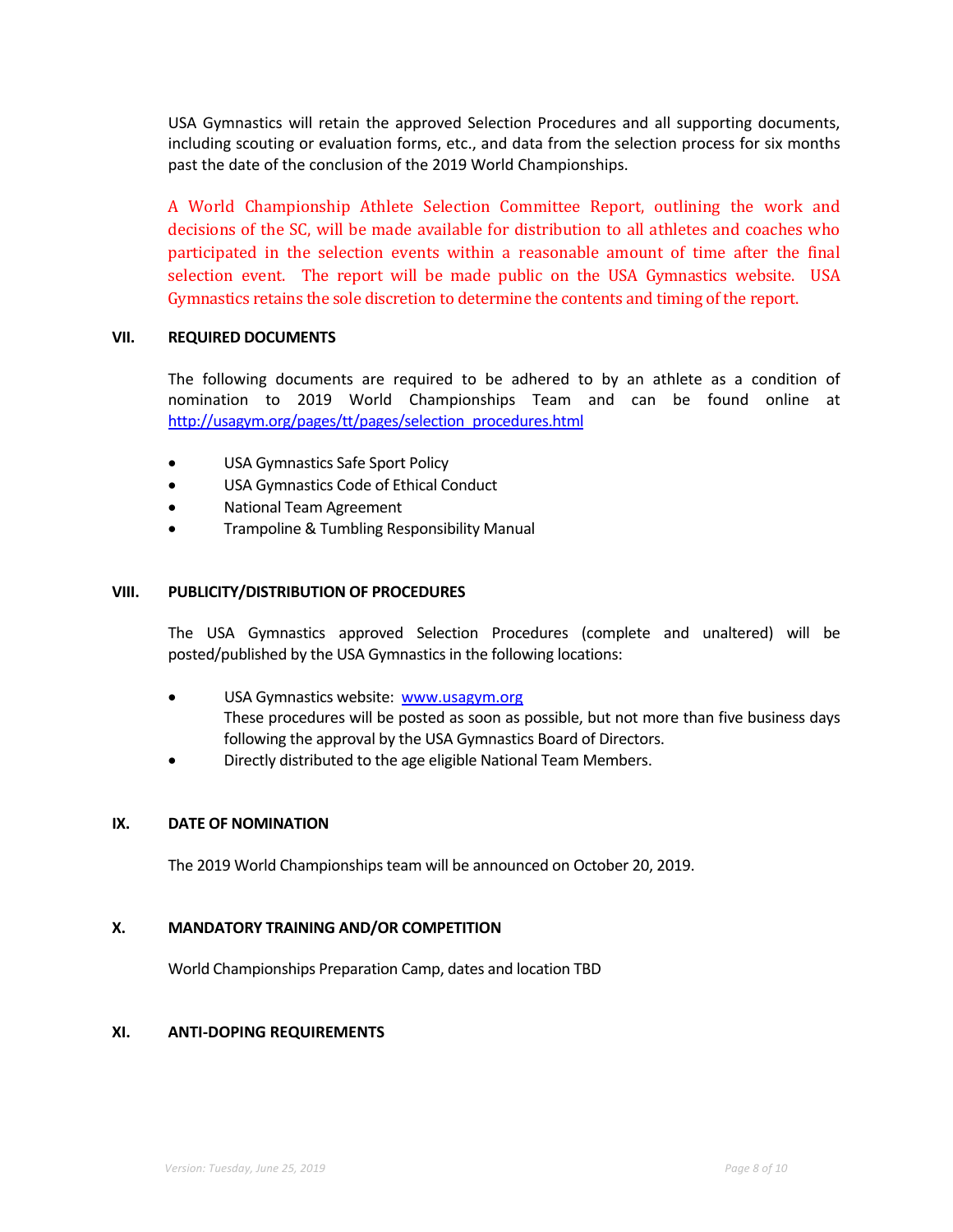USA Gymnastics will retain the approved Selection Procedures and all supporting documents, including scouting or evaluation forms, etc., and data from the selection process for six months past the date of the conclusion of the 2019 World Championships.

A World Championship Athlete Selection Committee Report, outlining the work and decisions of the SC, will be made available for distribution to all athletes and coaches who participated in the selection events within a reasonable amount of time after the final selection event. The report will be made public on the USA Gymnastics website. USA Gymnastics retains the sole discretion to determine the contents and timing of the report.

## VII. REQUIRED DOCUMENTS

The following documents are required to be adhered to by an athlete as a condition of nomination to 2019 World Championships Team and can be found online at [http://usagym.org/pages/tt/pages/selection_procedures.html](http://usagym.org/pages/tt/pages/selection_procedures.html)

- USA Gymnastics Safe Sport Policy
- USA Gymnastics Code of Ethical Conduct
- National Team Agreement
- Trampoline & Tumbling Responsibility Manual

## VIII. PUBLICITY/DISTRIBUTION OF PROCEDURES

The USA Gymnastics approved Selection Procedures (complete and unaltered) will be posted/published by the USA Gymnastics in the following locations:

- USA Gymnastics website: [www.usagym.org](http://www.usagym.org)
  These procedures will be posted as soon as possible, but not more than five business days following the approval by the USA Gymnastics Board of Directors.
- Directly distributed to the age eligible National Team Members.

## IX. DATE OF NOMINATION

The 2019 World Championships team will be announced on October 20, 2019.

## X. MANDATORY TRAINING AND/OR COMPETITION

World Championships Preparation Camp, dates and location TBD

## XI. ANTI-DOPING REQUIREMENTS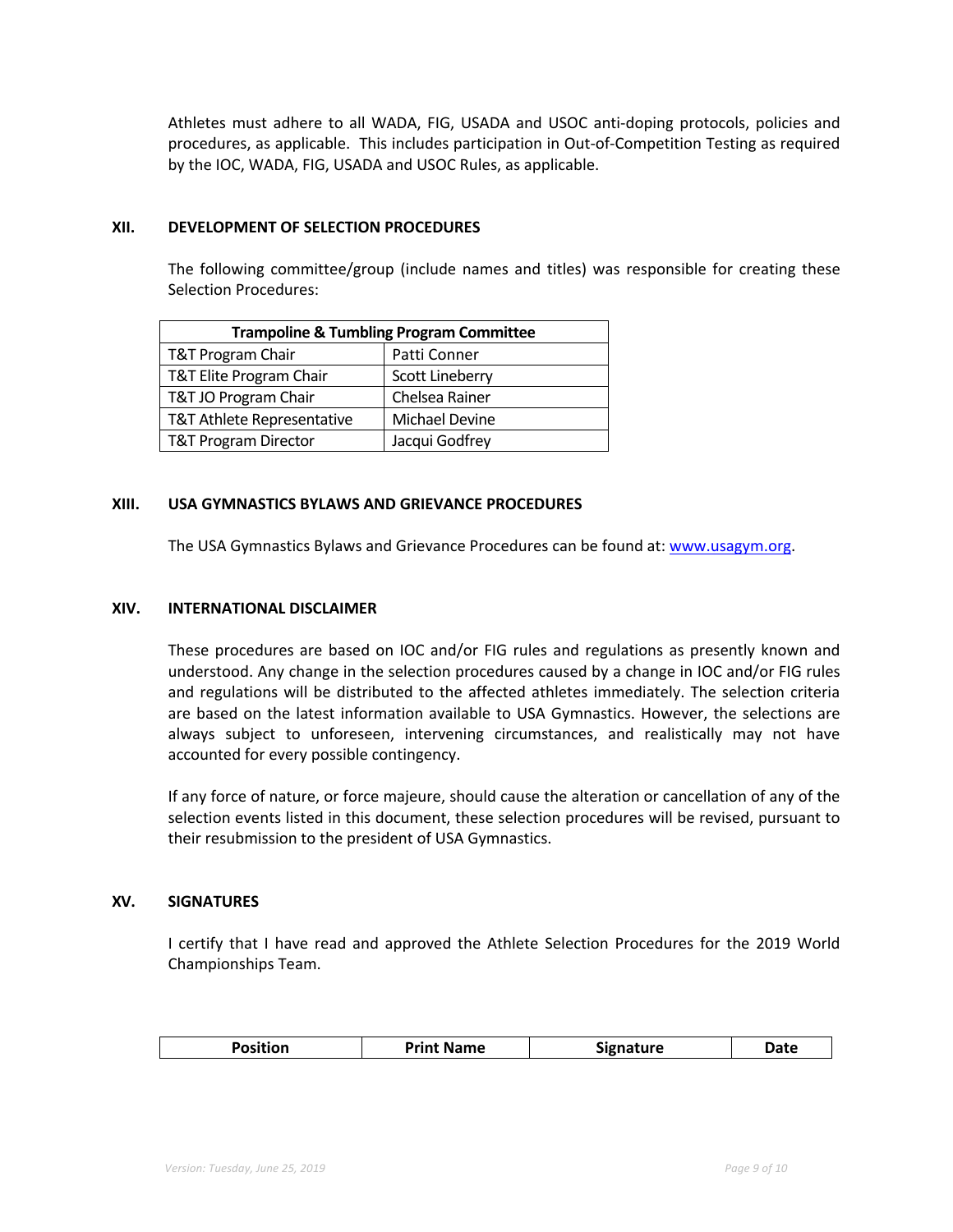Athletes must adhere to all WADA, FIG, USADA and USOC anti-doping protocols, policies and procedures, as applicable. This includes participation in Out-of-Competition Testing as required by the IOC, WADA, FIG, USADA and USOC Rules, as applicable.

## XII. DEVELOPMENT OF SELECTION PROCEDURES

The following committee/group (include names and titles) was responsible for creating these Selection Procedures:

| Trampoline & Tumbling Program Committee | |
|---|---|
| T&T Program Chair | Patti Conner |
| T&T Elite Program Chair | Scott Lineberry |
| T&T JO Program Chair | Chelsea Rainer |
| T&T Athlete Representative | Michael Devine |
| T&T Program Director | Jacqui Godfrey |

## XIII. USA GYMNASTICS BYLAWS AND GRIEVANCE PROCEDURES

The USA Gymnastics Bylaws and Grievance Procedures can be found at: www.usagym.org.

## XIV. INTERNATIONAL DISCLAIMER

These procedures are based on IOC and/or FIG rules and regulations as presently known and understood. Any change in the selection procedures caused by a change in IOC and/or FIG rules and regulations will be distributed to the affected athletes immediately. The selection criteria are based on the latest information available to USA Gymnastics. However, the selections are always subject to unforeseen, intervening circumstances, and realistically may not have accounted for every possible contingency.

If any force of nature, or force majeure, should cause the alteration or cancellation of any of the selection events listed in this document, these selection procedures will be revised, pursuant to their resubmission to the president of USA Gymnastics.

## XV. SIGNATURES

I certify that I have read and approved the Athlete Selection Procedures for the 2019 World Championships Team.

| Position | Print Name | Signature | Date |
|---|---|---|---|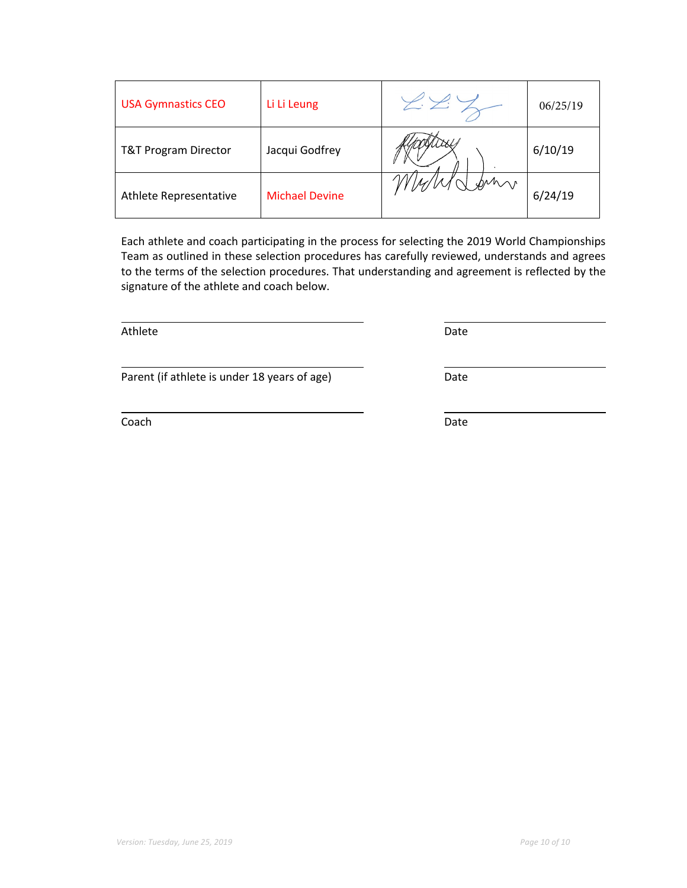| | | | |
|---|---|---|---|
| USA Gymnastics CEO | Li Li Leung | | 06/25/19 |
| T&T Program Director | Jacqui Godfrey | | 6/10/19 |
| Athlete Representative | Michael Devine | | 6/24/19 |

Each athlete and coach participating in the process for selecting the 2019 World Championships Team as outlined in these selection procedures has carefully reviewed, understands and agrees to the terms of the selection procedures. That understanding and agreement is reflected by the signature of the athlete and coach below.

\_\_\_\_\_\_\_\_\_\_\_\_\_\_\_\_\_\_\_\_\_\_\_\_\_\_\_\_\_\_\_\_ \_\_\_\_\_\_\_\_\_\_\_\_\_\_\_\_\_\_\_\_

Athlete Date

\_\_\_\_\_\_\_\_\_\_\_\_\_\_\_\_\_\_\_\_\_\_\_\_\_\_\_\_\_\_\_\_ \_\_\_\_\_\_\_\_\_\_\_\_\_\_\_\_\_\_\_\_

Parent (if athlete is under 18 years of age) Date

\_\_\_\_\_\_\_\_\_\_\_\_\_\_\_\_\_\_\_\_\_\_\_\_\_\_\_\_\_\_\_\_ \_\_\_\_\_\_\_\_\_\_\_\_\_\_\_\_\_\_\_\_

Coach Date

*Version: Tuesday, June 25, 2019*